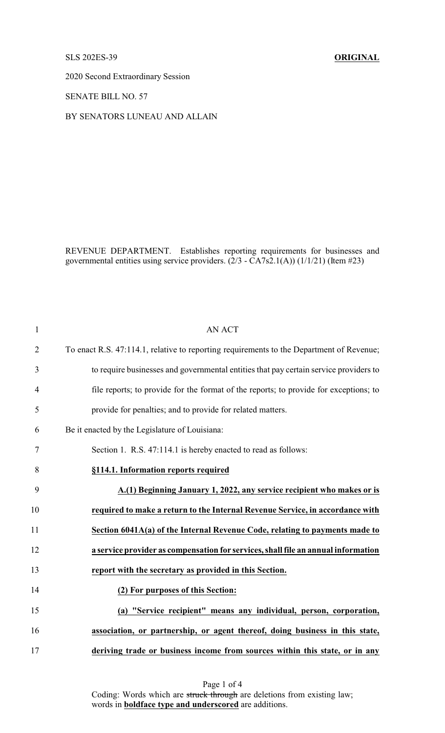SLS 202ES-39 **ORIGINAL**

2020 Second Extraordinary Session

SENATE BILL NO. 57

BY SENATORS LUNEAU AND ALLAIN

REVENUE DEPARTMENT. Establishes reporting requirements for businesses and governmental entities using service providers. (2/3 - CA7s2.1(A)) (1/1/21) (Item #23)

1 AN ACT

2 To enact R.S. 47:114.1, relative to reporting requirements to the Department of Revenue;

3 to require businesses and governmental entities that pay certain service providers to

4 file reports; to provide for the format of the reports; to provide for exceptions; to

5 provide for penalties; and to provide for related matters.

6 Be it enacted by the Legislature of Louisiana:

7 Section 1. R.S. 47:114.1 is hereby enacted to read as follows:

8 **§114.1. Information reports required**

9 **A.(1) Beginning January 1, 2022, any service recipient who makes or is**

10 **required to make a return to the Internal Revenue Service, in accordance with**

11 **Section 6041A(a) of the Internal Revenue Code, relating to payments made to**

12 **a service provider as compensation for services, shall file an annual information**

13 **report with the secretary as provided in this Section.**

14 **(2) For purposes of this Section:**

15 **(a) "Service recipient" means any individual, person, corporation,**

16 **association, or partnership, or agent thereof, doing business in this state,**

17 **deriving trade or business income from sources within this state, or in any**

Coding: Words which are ~~struck through~~ are deletions from existing law; words in **boldface type and underscored** are additions.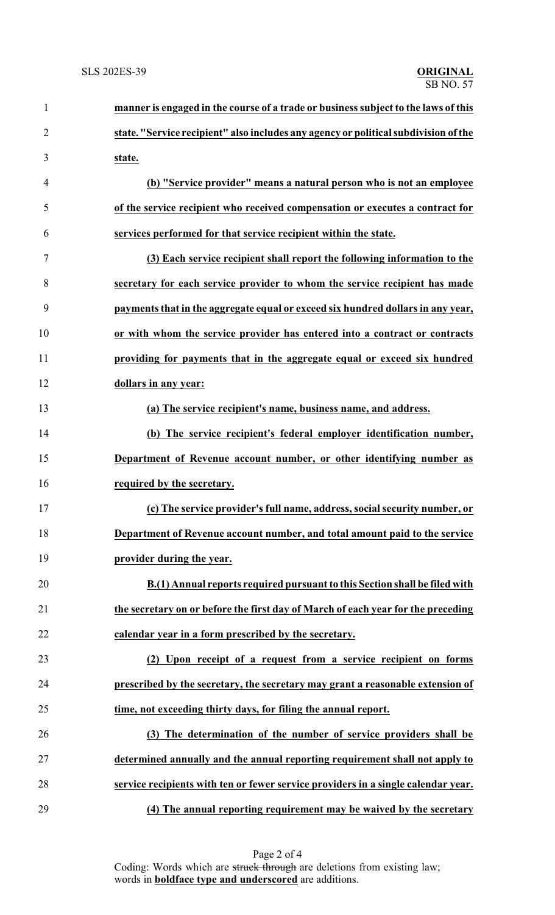**manner is engaged in the course of a trade or business subject to the laws of this state. "Service recipient" also includes any agency or political subdivision of the state.**

**(b) "Service provider" means a natural person who is not an employee of the service recipient who received compensation or executes a contract for services performed for that service recipient within the state.**

**(3) Each service recipient shall report the following information to the secretary for each service provider to whom the service recipient has made payments that in the aggregate equal or exceed six hundred dollars in any year, or with whom the service provider has entered into a contract or contracts providing for payments that in the aggregate equal or exceed six hundred dollars in any year:**

**(a) The service recipient's name, business name, and address.**

**(b) The service recipient's federal employer identification number, Department of Revenue account number, or other identifying number as required by the secretary.**

**(c) The service provider's full name, address, social security number, or Department of Revenue account number, and total amount paid to the service provider during the year.**

**B.(1) Annual reports required pursuant to this Section shall be filed with the secretary on or before the first day of March of each year for the preceding calendar year in a form prescribed by the secretary.**

**(2) Upon receipt of a request from a service recipient on forms prescribed by the secretary, the secretary may grant a reasonable extension of time, not exceeding thirty days, for filing the annual report.**

**(3) The determination of the number of service providers shall be determined annually and the annual reporting requirement shall not apply to service recipients with ten or fewer service providers in a single calendar year.**

**(4) The annual reporting requirement may be waived by the secretary**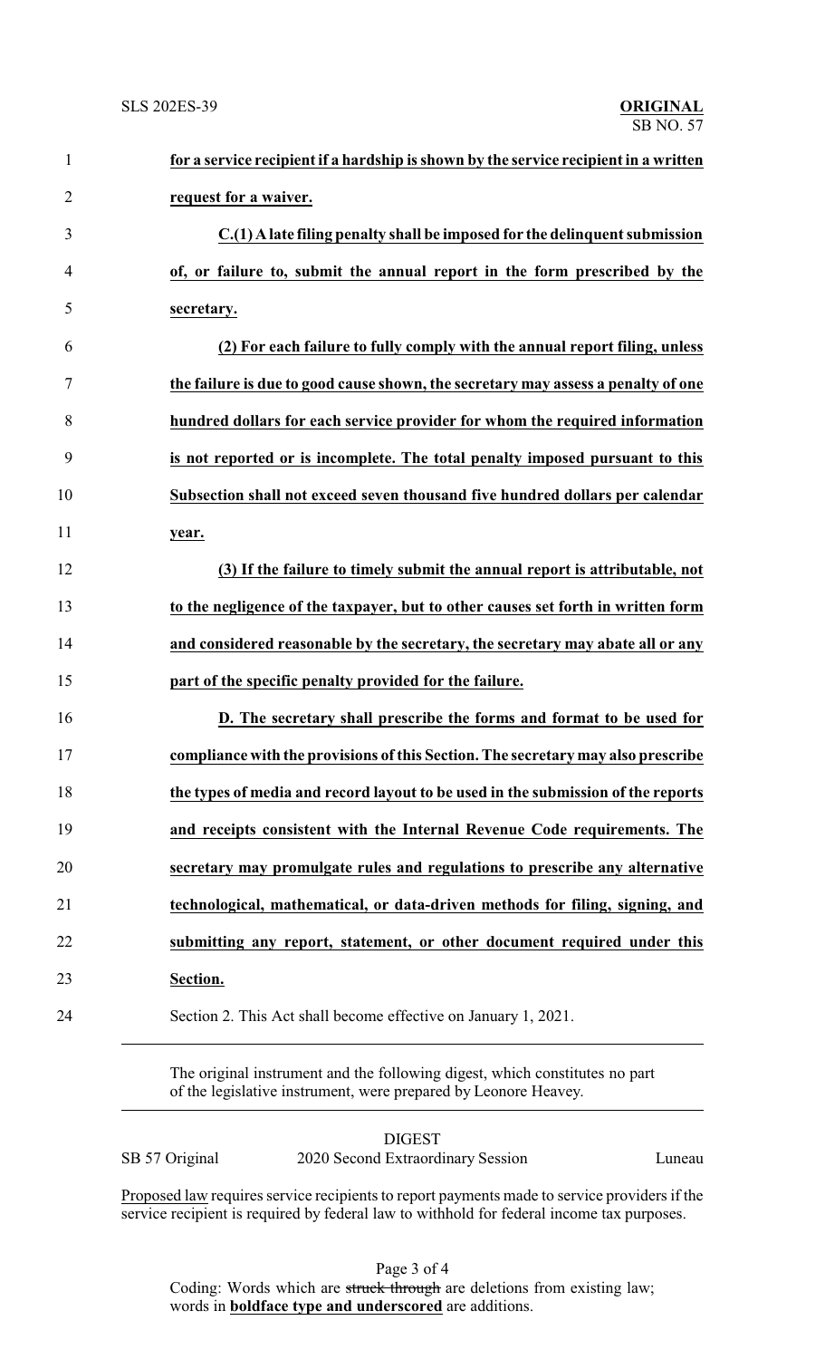**for a service recipient if a hardship is shown by the service recipient in a written request for a waiver.**

**C.(1) A late filing penalty shall be imposed for the delinquent submission of, or failure to, submit the annual report in the form prescribed by the secretary.**

**(2) For each failure to fully comply with the annual report filing, unless the failure is due to good cause shown, the secretary may assess a penalty of one hundred dollars for each service provider for whom the required information is not reported or is incomplete. The total penalty imposed pursuant to this Subsection shall not exceed seven thousand five hundred dollars per calendar year.**

**(3) If the failure to timely submit the annual report is attributable, not to the negligence of the taxpayer, but to other causes set forth in written form and considered reasonable by the secretary, the secretary may abate all or any part of the specific penalty provided for the failure.**

**D. The secretary shall prescribe the forms and format to be used for compliance with the provisions of this Section. The secretary may also prescribe the types of media and record layout to be used in the submission of the reports and receipts consistent with the Internal Revenue Code requirements. The secretary may promulgate rules and regulations to prescribe any alternative technological, mathematical, or data-driven methods for filing, signing, and submitting any report, statement, or other document required under this Section.**

Section 2. This Act shall become effective on January 1, 2021.

---

The original instrument and the following digest, which constitutes no part of the legislative instrument, were prepared by Leonore Heavey.

---

DIGEST

SB 57 Original — 2020 Second Extraordinary Session — Luneau

Proposed law requires service recipients to report payments made to service providers if the service recipient is required by federal law to withhold for federal income tax purposes.

Coding: Words which are ~~struck through~~ are deletions from existing law; words in **boldface type and underscored** are additions.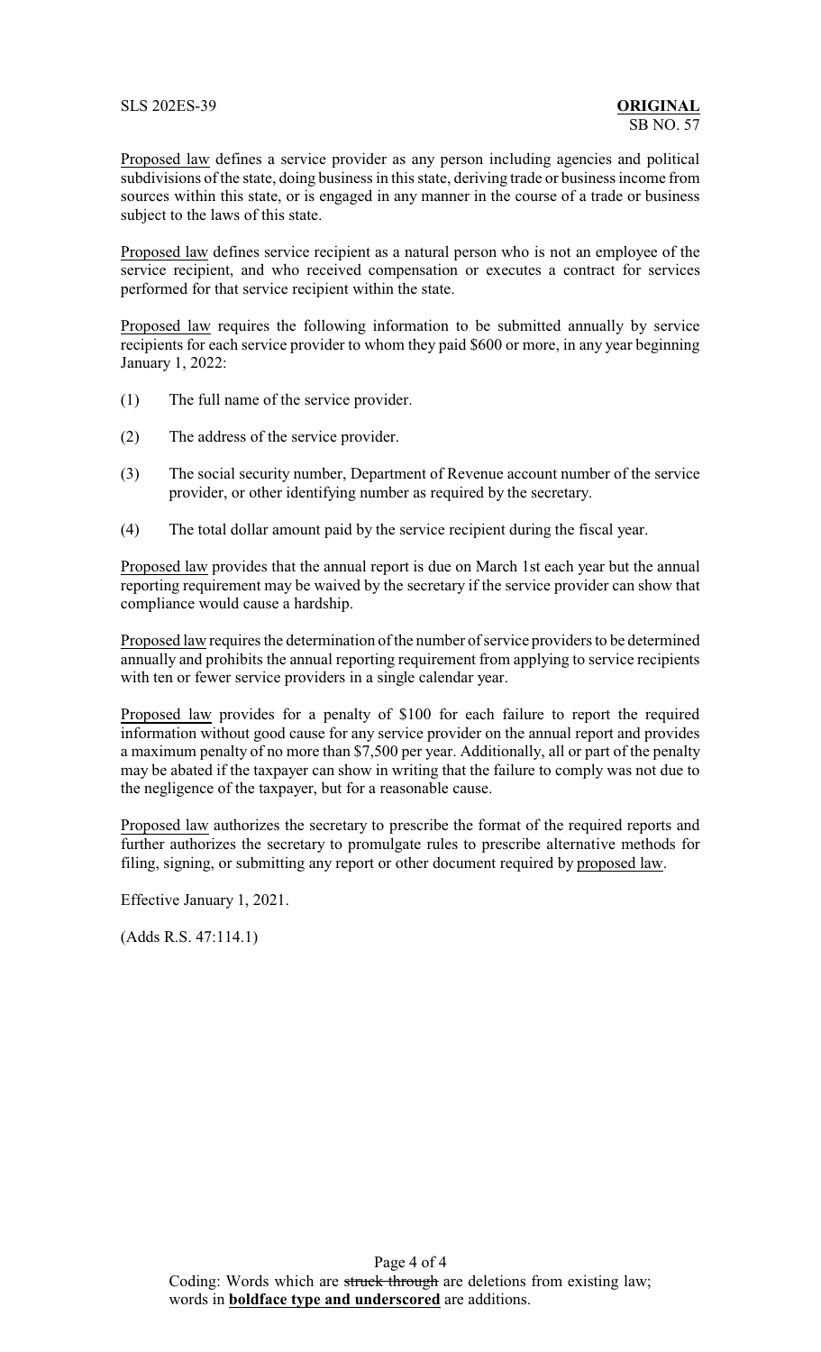Proposed law defines a service provider as any person including agencies and political subdivisions of the state, doing business in this state, deriving trade or business income from sources within this state, or is engaged in any manner in the course of a trade or business subject to the laws of this state.

Proposed law defines service recipient as a natural person who is not an employee of the service recipient, and who received compensation or executes a contract for services performed for that service recipient within the state.

Proposed law requires the following information to be submitted annually by service recipients for each service provider to whom they paid $600 or more, in any year beginning January 1, 2022:

(1) The full name of the service provider.

(2) The address of the service provider.

(3) The social security number, Department of Revenue account number of the service provider, or other identifying number as required by the secretary.

(4) The total dollar amount paid by the service recipient during the fiscal year.

Proposed law provides that the annual report is due on March 1st each year but the annual reporting requirement may be waived by the secretary if the service provider can show that compliance would cause a hardship.

Proposed law requires the determination of the number of service providers to be determined annually and prohibits the annual reporting requirement from applying to service recipients with ten or fewer service providers in a single calendar year.

Proposed law provides for a penalty of $100 for each failure to report the required information without good cause for any service provider on the annual report and provides a maximum penalty of no more than $7,500 per year. Additionally, all or part of the penalty may be abated if the taxpayer can show in writing that the failure to comply was not due to the negligence of the taxpayer, but for a reasonable cause.

Proposed law authorizes the secretary to prescribe the format of the required reports and further authorizes the secretary to promulgate rules to prescribe alternative methods for filing, signing, or submitting any report or other document required by proposed law.

Effective January 1, 2021.

(Adds R.S. 47:114.1)